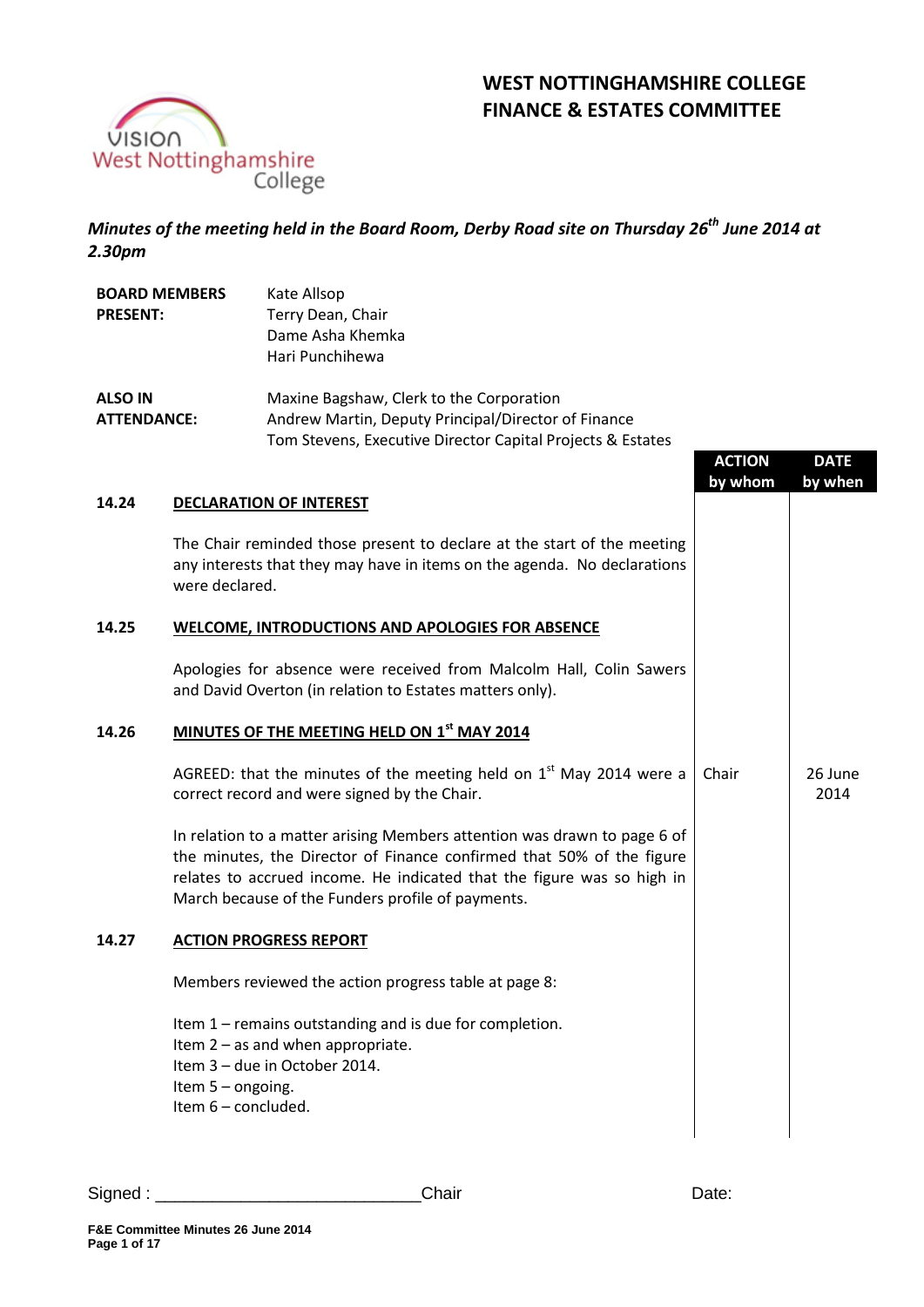# WEST NOTTINGHAMSHIRE COLLEGE
# FINANCE & ESTATES COMMITTEE

*Minutes of the meeting held in the Board Room, Derby Road site on Thursday 26th June 2014 at 2.30pm*

| | |
|---|---|
| **BOARD MEMBERS PRESENT:** | Kate Allsop<br>Terry Dean, Chair<br>Dame Asha Khemka<br>Hari Punchihewa |
| **ALSO IN ATTENDANCE:** | Maxine Bagshaw, Clerk to the Corporation<br>Andrew Martin, Deputy Principal/Director of Finance<br>Tom Stevens, Executive Director Capital Projects & Estates |

| | | ACTION by whom | DATE by when |
|---|---|---|---|
| **14.24** | **DECLARATION OF INTEREST** | | |
| | The Chair reminded those present to declare at the start of the meeting any interests that they may have in items on the agenda. No declarations were declared. | | |
| **14.25** | **WELCOME, INTRODUCTIONS AND APOLOGIES FOR ABSENCE** | | |
| | Apologies for absence were received from Malcolm Hall, Colin Sawers and David Overton (in relation to Estates matters only). | | |
| **14.26** | **MINUTES OF THE MEETING HELD ON 1st MAY 2014** | | |
| | AGREED: that the minutes of the meeting held on 1st May 2014 were a correct record and were signed by the Chair. | Chair | 26 June 2014 |
| | In relation to a matter arising Members attention was drawn to page 6 of the minutes, the Director of Finance confirmed that 50% of the figure relates to accrued income. He indicated that the figure was so high in March because of the Funders profile of payments. | | |
| **14.27** | **ACTION PROGRESS REPORT** | | |
| | Members reviewed the action progress table at page 8:<br><br>Item 1 – remains outstanding and is due for completion.<br>Item 2 – as and when appropriate.<br>Item 3 – due in October 2014.<br>Item 5 – ongoing.<br>Item 6 – concluded. | | |

Signed : ___________________________Chair Date: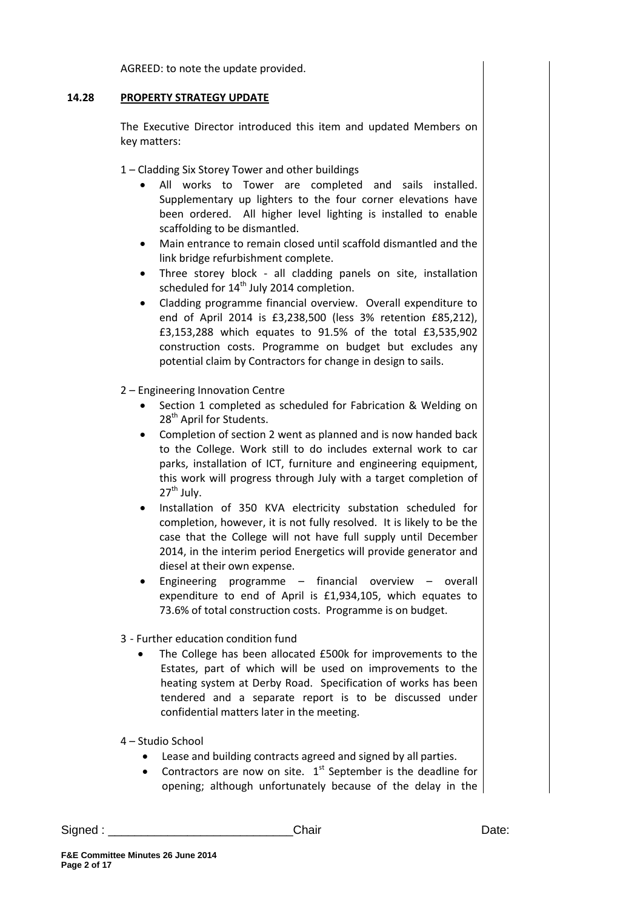AGREED: to note the update provided.

## 14.28 PROPERTY STRATEGY UPDATE

The Executive Director introduced this item and updated Members on key matters:

1 – Cladding Six Storey Tower and other buildings

- All works to Tower are completed and sails installed. Supplementary up lighters to the four corner elevations have been ordered. All higher level lighting is installed to enable scaffolding to be dismantled.
- Main entrance to remain closed until scaffold dismantled and the link bridge refurbishment complete.
- Three storey block - all cladding panels on site, installation scheduled for 14th July 2014 completion.
- Cladding programme financial overview. Overall expenditure to end of April 2014 is £3,238,500 (less 3% retention £85,212), £3,153,288 which equates to 91.5% of the total £3,535,902 construction costs. Programme on budget but excludes any potential claim by Contractors for change in design to sails.

2 – Engineering Innovation Centre

- Section 1 completed as scheduled for Fabrication & Welding on 28th April for Students.
- Completion of section 2 went as planned and is now handed back to the College. Work still to do includes external work to car parks, installation of ICT, furniture and engineering equipment, this work will progress through July with a target completion of 27th July.
- Installation of 350 KVA electricity substation scheduled for completion, however, it is not fully resolved. It is likely to be the case that the College will not have full supply until December 2014, in the interim period Energetics will provide generator and diesel at their own expense.
- Engineering programme – financial overview – overall expenditure to end of April is £1,934,105, which equates to 73.6% of total construction costs. Programme is on budget.

3 - Further education condition fund

- The College has been allocated £500k for improvements to the Estates, part of which will be used on improvements to the heating system at Derby Road. Specification of works has been tendered and a separate report is to be discussed under confidential matters later in the meeting.

4 – Studio School

- Lease and building contracts agreed and signed by all parties.
- Contractors are now on site. 1st September is the deadline for opening; although unfortunately because of the delay in the

Signed : ____________________________Chair Date: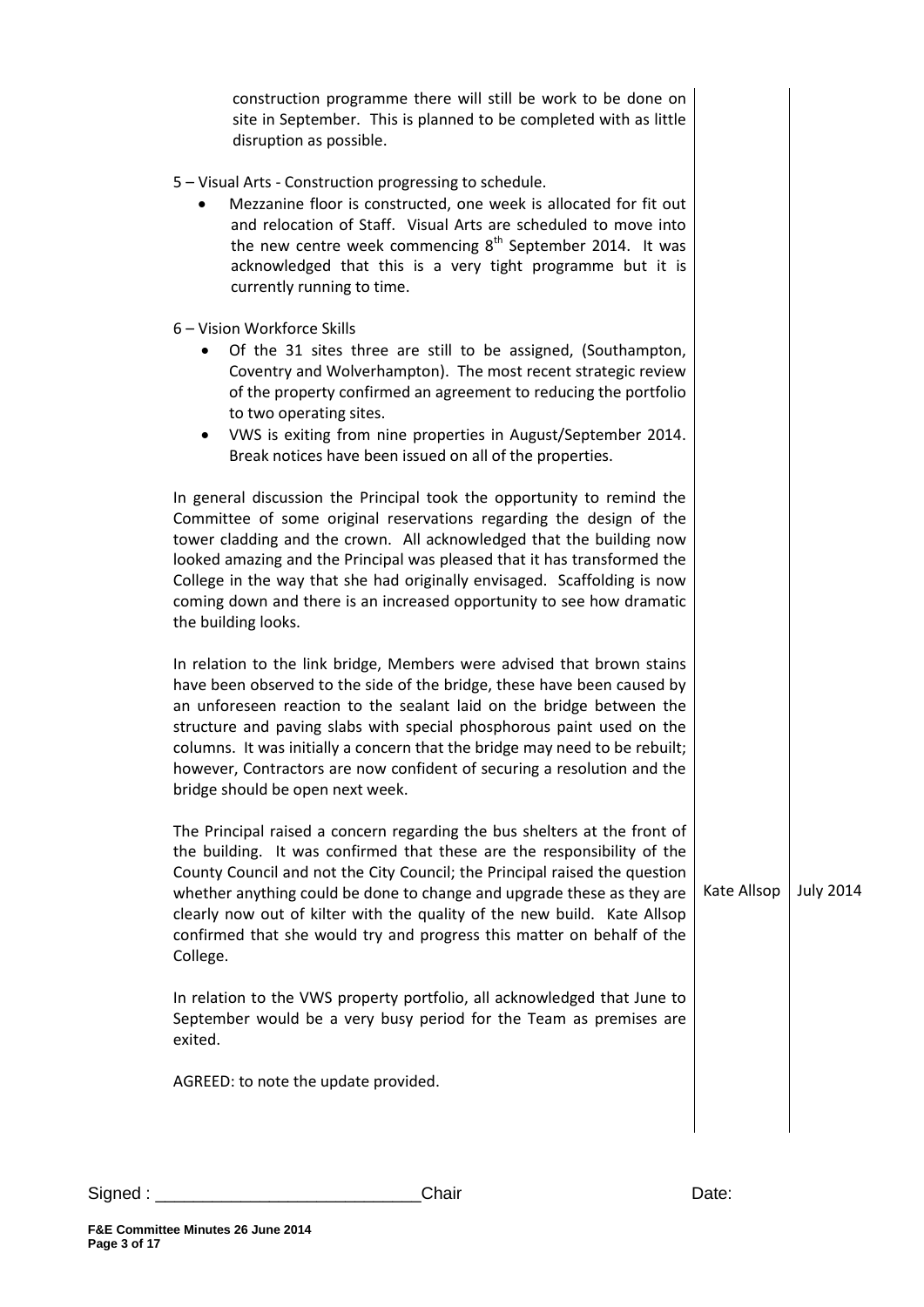construction programme there will still be work to be done on site in September. This is planned to be completed with as little disruption as possible.

5 – Visual Arts - Construction progressing to schedule.

- Mezzanine floor is constructed, one week is allocated for fit out and relocation of Staff. Visual Arts are scheduled to move into the new centre week commencing 8th September 2014. It was acknowledged that this is a very tight programme but it is currently running to time.

6 – Vision Workforce Skills

- Of the 31 sites three are still to be assigned, (Southampton, Coventry and Wolverhampton). The most recent strategic review of the property confirmed an agreement to reducing the portfolio to two operating sites.
- VWS is exiting from nine properties in August/September 2014. Break notices have been issued on all of the properties.

In general discussion the Principal took the opportunity to remind the Committee of some original reservations regarding the design of the tower cladding and the crown. All acknowledged that the building now looked amazing and the Principal was pleased that it has transformed the College in the way that she had originally envisaged. Scaffolding is now coming down and there is an increased opportunity to see how dramatic the building looks.

In relation to the link bridge, Members were advised that brown stains have been observed to the side of the bridge, these have been caused by an unforeseen reaction to the sealant laid on the bridge between the structure and paving slabs with special phosphorous paint used on the columns. It was initially a concern that the bridge may need to be rebuilt; however, Contractors are now confident of securing a resolution and the bridge should be open next week.

| | | |
|---|---|---|
| The Principal raised a concern regarding the bus shelters at the front of the building. It was confirmed that these are the responsibility of the County Council and not the City Council; the Principal raised the question whether anything could be done to change and upgrade these as they are clearly now out of kilter with the quality of the new build. Kate Allsop confirmed that she would try and progress this matter on behalf of the College. | Kate Allsop | July 2014 |

In relation to the VWS property portfolio, all acknowledged that June to September would be a very busy period for the Team as premises are exited.

AGREED: to note the update provided.

Signed : ___________________________Chair Date:

F&E Committee Minutes 26 June 2014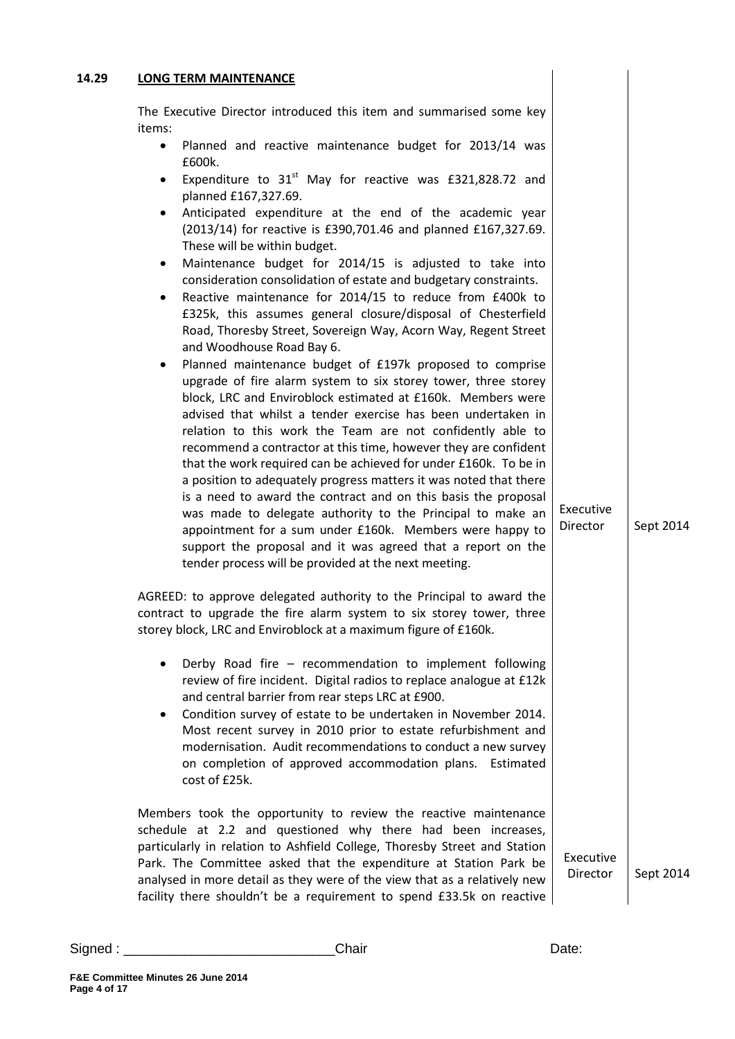**14.29 LONG TERM MAINTENANCE**

| | Action | Date |
|---|---|---|
| The Executive Director introduced this item and summarised some key items:<br>• Planned and reactive maintenance budget for 2013/14 was £600k.<br>• Expenditure to 31st May for reactive was £321,828.72 and planned £167,327.69.<br>• Anticipated expenditure at the end of the academic year (2013/14) for reactive is £390,701.46 and planned £167,327.69. These will be within budget.<br>• Maintenance budget for 2014/15 is adjusted to take into consideration consolidation of estate and budgetary constraints.<br>• Reactive maintenance for 2014/15 to reduce from £400k to £325k, this assumes general closure/disposal of Chesterfield Road, Thoresby Street, Sovereign Way, Acorn Way, Regent Street and Woodhouse Road Bay 6.<br>• Planned maintenance budget of £197k proposed to comprise upgrade of fire alarm system to six storey tower, three storey block, LRC and Enviroblock estimated at £160k. Members were advised that whilst a tender exercise has been undertaken in relation to this work the Team are not confidently able to recommend a contractor at this time, however they are confident that the work required can be achieved for under £160k. To be in a position to adequately progress matters it was noted that there is a need to award the contract and on this basis the proposal was made to delegate authority to the Principal to make an appointment for a sum under £160k. Members were happy to support the proposal and it was agreed that a report on the tender process will be provided at the next meeting. | Executive Director | Sept 2014 |
| AGREED: to approve delegated authority to the Principal to award the contract to upgrade the fire alarm system to six storey tower, three storey block, LRC and Enviroblock at a maximum figure of £160k. | | |
| • Derby Road fire – recommendation to implement following review of fire incident. Digital radios to replace analogue at £12k and central barrier from rear steps LRC at £900.<br>• Condition survey of estate to be undertaken in November 2014. Most recent survey in 2010 prior to estate refurbishment and modernisation. Audit recommendations to conduct a new survey on completion of approved accommodation plans. Estimated cost of £25k. | | |
| Members took the opportunity to review the reactive maintenance schedule at 2.2 and questioned why there had been increases, particularly in relation to Ashfield College, Thoresby Street and Station Park. The Committee asked that the expenditure at Station Park be analysed in more detail as they were of the view that as a relatively new facility there shouldn't be a requirement to spend £33.5k on reactive | Executive Director | Sept 2014 |

Signed : ___________________________Chair Date:

F&E Committee Minutes 26 June 2014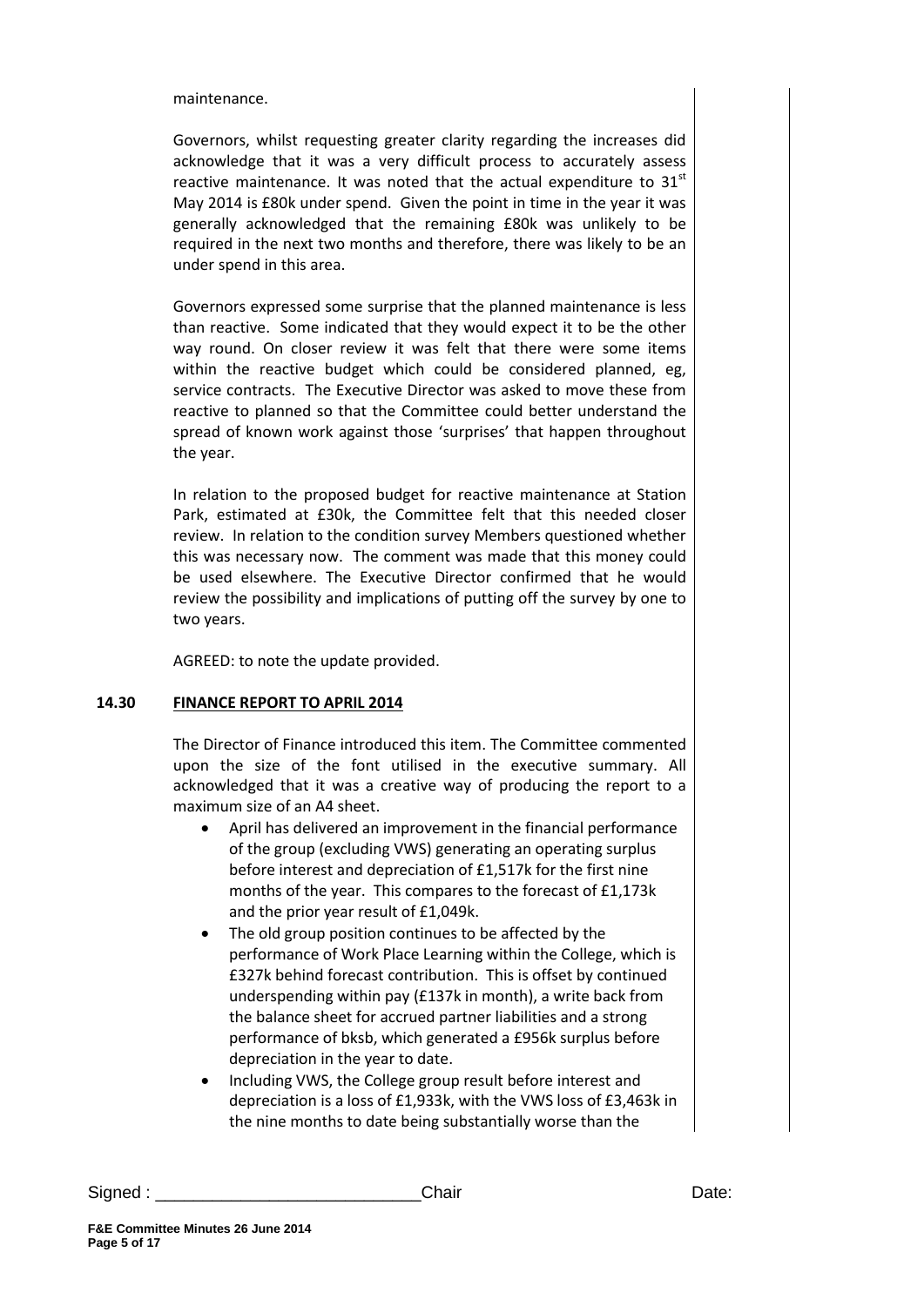maintenance.

Governors, whilst requesting greater clarity regarding the increases did acknowledge that it was a very difficult process to accurately assess reactive maintenance. It was noted that the actual expenditure to 31st May 2014 is £80k under spend. Given the point in time in the year it was generally acknowledged that the remaining £80k was unlikely to be required in the next two months and therefore, there was likely to be an under spend in this area.

Governors expressed some surprise that the planned maintenance is less than reactive. Some indicated that they would expect it to be the other way round. On closer review it was felt that there were some items within the reactive budget which could be considered planned, eg, service contracts. The Executive Director was asked to move these from reactive to planned so that the Committee could better understand the spread of known work against those 'surprises' that happen throughout the year.

In relation to the proposed budget for reactive maintenance at Station Park, estimated at £30k, the Committee felt that this needed closer review. In relation to the condition survey Members questioned whether this was necessary now. The comment was made that this money could be used elsewhere. The Executive Director confirmed that he would review the possibility and implications of putting off the survey by one to two years.

AGREED: to note the update provided.

## 14.30 FINANCE REPORT TO APRIL 2014

The Director of Finance introduced this item. The Committee commented upon the size of the font utilised in the executive summary. All acknowledged that it was a creative way of producing the report to a maximum size of an A4 sheet.

- April has delivered an improvement in the financial performance of the group (excluding VWS) generating an operating surplus before interest and depreciation of £1,517k for the first nine months of the year. This compares to the forecast of £1,173k and the prior year result of £1,049k.
- The old group position continues to be affected by the performance of Work Place Learning within the College, which is £327k behind forecast contribution. This is offset by continued underspending within pay (£137k in month), a write back from the balance sheet for accrued partner liabilities and a strong performance of bksb, which generated a £956k surplus before depreciation in the year to date.
- Including VWS, the College group result before interest and depreciation is a loss of £1,933k, with the VWS loss of £3,463k in the nine months to date being substantially worse than the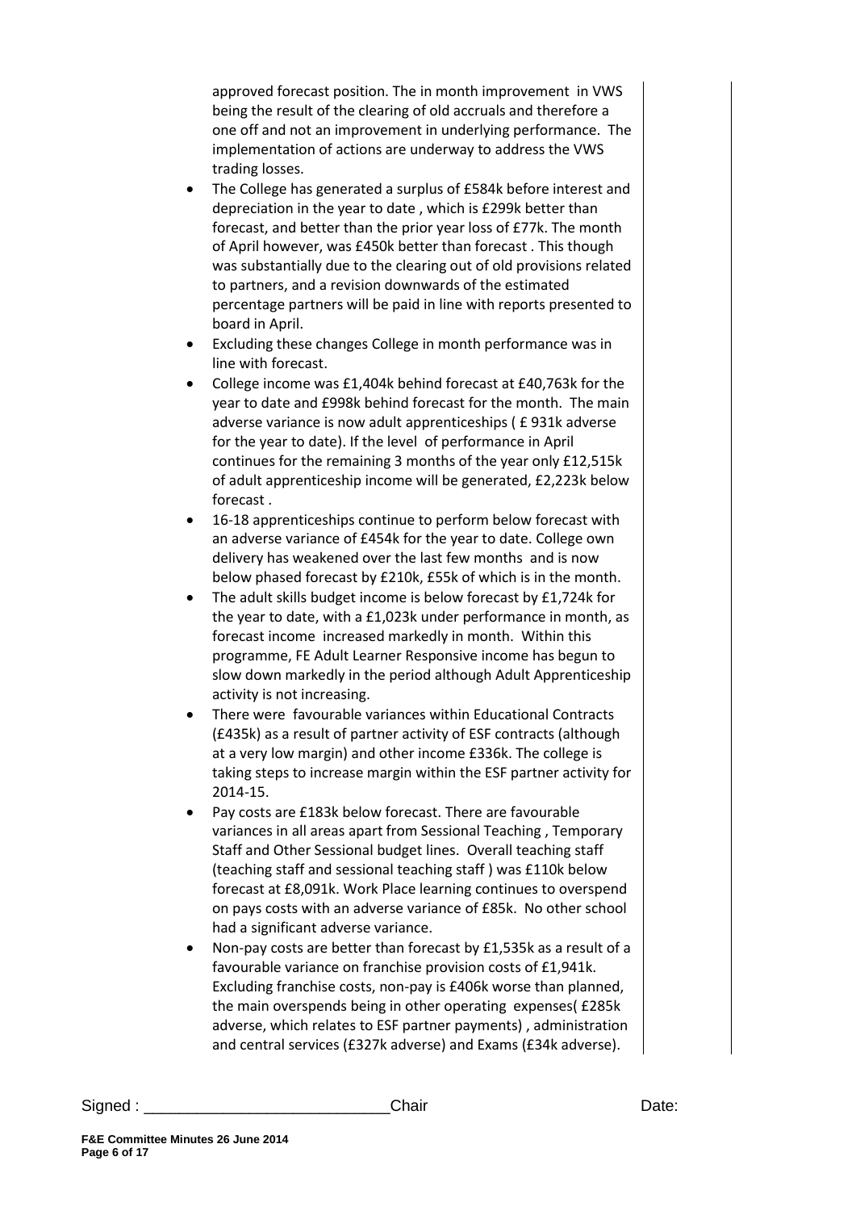approved forecast position. The in month improvement in VWS being the result of the clearing of old accruals and therefore a one off and not an improvement in underlying performance. The implementation of actions are underway to address the VWS trading losses.

- The College has generated a surplus of £584k before interest and depreciation in the year to date , which is £299k better than forecast, and better than the prior year loss of £77k. The month of April however, was £450k better than forecast . This though was substantially due to the clearing out of old provisions related to partners, and a revision downwards of the estimated percentage partners will be paid in line with reports presented to board in April.
- Excluding these changes College in month performance was in line with forecast.
- College income was £1,404k behind forecast at £40,763k for the year to date and £998k behind forecast for the month. The main adverse variance is now adult apprenticeships ( £ 931k adverse for the year to date). If the level of performance in April continues for the remaining 3 months of the year only £12,515k of adult apprenticeship income will be generated, £2,223k below forecast .
- 16-18 apprenticeships continue to perform below forecast with an adverse variance of £454k for the year to date. College own delivery has weakened over the last few months and is now below phased forecast by £210k, £55k of which is in the month.
- The adult skills budget income is below forecast by £1,724k for the year to date, with a £1,023k under performance in month, as forecast income increased markedly in month. Within this programme, FE Adult Learner Responsive income has begun to slow down markedly in the period although Adult Apprenticeship activity is not increasing.
- There were favourable variances within Educational Contracts (£435k) as a result of partner activity of ESF contracts (although at a very low margin) and other income £336k. The college is taking steps to increase margin within the ESF partner activity for 2014-15.
- Pay costs are £183k below forecast. There are favourable variances in all areas apart from Sessional Teaching , Temporary Staff and Other Sessional budget lines. Overall teaching staff (teaching staff and sessional teaching staff ) was £110k below forecast at £8,091k. Work Place learning continues to overspend on pays costs with an adverse variance of £85k. No other school had a significant adverse variance.
- Non-pay costs are better than forecast by £1,535k as a result of a favourable variance on franchise provision costs of £1,941k. Excluding franchise costs, non-pay is £406k worse than planned, the main overspends being in other operating expenses( £285k adverse, which relates to ESF partner payments) , administration and central services (£327k adverse) and Exams (£34k adverse).

Signed : \_\_\_\_\_\_\_\_\_\_\_\_\_\_\_\_\_\_\_\_\_\_\_\_\_\_\_\_Chair Date: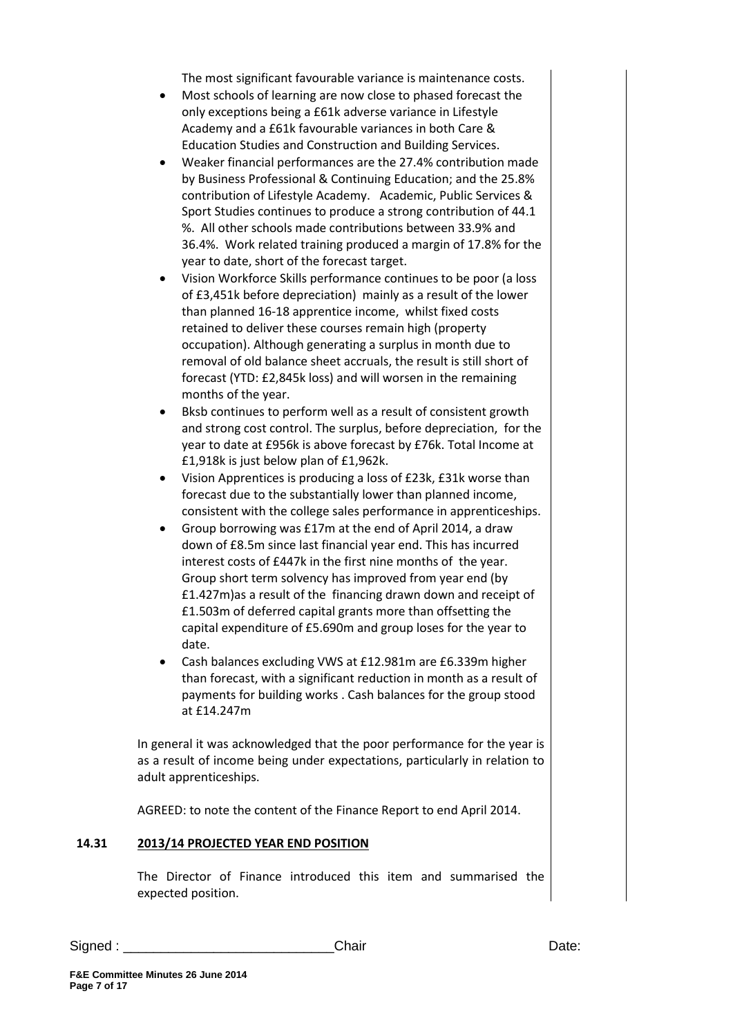The most significant favourable variance is maintenance costs.

- Most schools of learning are now close to phased forecast the only exceptions being a £61k adverse variance in Lifestyle Academy and a £61k favourable variances in both Care & Education Studies and Construction and Building Services.
- Weaker financial performances are the 27.4% contribution made by Business Professional & Continuing Education; and the 25.8% contribution of Lifestyle Academy. Academic, Public Services & Sport Studies continues to produce a strong contribution of 44.1 %. All other schools made contributions between 33.9% and 36.4%. Work related training produced a margin of 17.8% for the year to date, short of the forecast target.
- Vision Workforce Skills performance continues to be poor (a loss of £3,451k before depreciation) mainly as a result of the lower than planned 16-18 apprentice income, whilst fixed costs retained to deliver these courses remain high (property occupation). Although generating a surplus in month due to removal of old balance sheet accruals, the result is still short of forecast (YTD: £2,845k loss) and will worsen in the remaining months of the year.
- Bksb continues to perform well as a result of consistent growth and strong cost control. The surplus, before depreciation, for the year to date at £956k is above forecast by £76k. Total Income at £1,918k is just below plan of £1,962k.
- Vision Apprentices is producing a loss of £23k, £31k worse than forecast due to the substantially lower than planned income, consistent with the college sales performance in apprenticeships.
- Group borrowing was £17m at the end of April 2014, a draw down of £8.5m since last financial year end. This has incurred interest costs of £447k in the first nine months of the year. Group short term solvency has improved from year end (by £1.427m)as a result of the financing drawn down and receipt of £1.503m of deferred capital grants more than offsetting the capital expenditure of £5.690m and group loses for the year to date.
- Cash balances excluding VWS at £12.981m are £6.339m higher than forecast, with a significant reduction in month as a result of payments for building works . Cash balances for the group stood at £14.247m

In general it was acknowledged that the poor performance for the year is as a result of income being under expectations, particularly in relation to adult apprenticeships.

AGREED: to note the content of the Finance Report to end April 2014.

**14.31 2013/14 PROJECTED YEAR END POSITION**

The Director of Finance introduced this item and summarised the expected position.

Signed : \_\_\_\_\_\_\_\_\_\_\_\_\_\_\_\_\_\_\_\_\_\_\_\_\_\_\_\_Chair Date: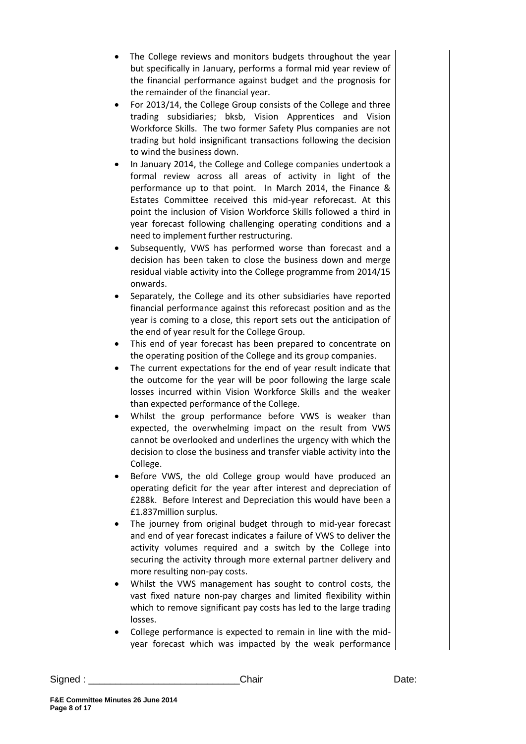- The College reviews and monitors budgets throughout the year but specifically in January, performs a formal mid year review of the financial performance against budget and the prognosis for the remainder of the financial year.
- For 2013/14, the College Group consists of the College and three trading subsidiaries; bksb, Vision Apprentices and Vision Workforce Skills. The two former Safety Plus companies are not trading but hold insignificant transactions following the decision to wind the business down.
- In January 2014, the College and College companies undertook a formal review across all areas of activity in light of the performance up to that point. In March 2014, the Finance & Estates Committee received this mid-year reforecast. At this point the inclusion of Vision Workforce Skills followed a third in year forecast following challenging operating conditions and a need to implement further restructuring.
- Subsequently, VWS has performed worse than forecast and a decision has been taken to close the business down and merge residual viable activity into the College programme from 2014/15 onwards.
- Separately, the College and its other subsidiaries have reported financial performance against this reforecast position and as the year is coming to a close, this report sets out the anticipation of the end of year result for the College Group.
- This end of year forecast has been prepared to concentrate on the operating position of the College and its group companies.
- The current expectations for the end of year result indicate that the outcome for the year will be poor following the large scale losses incurred within Vision Workforce Skills and the weaker than expected performance of the College.
- Whilst the group performance before VWS is weaker than expected, the overwhelming impact on the result from VWS cannot be overlooked and underlines the urgency with which the decision to close the business and transfer viable activity into the College.
- Before VWS, the old College group would have produced an operating deficit for the year after interest and depreciation of £288k. Before Interest and Depreciation this would have been a £1.837million surplus.
- The journey from original budget through to mid-year forecast and end of year forecast indicates a failure of VWS to deliver the activity volumes required and a switch by the College into securing the activity through more external partner delivery and more resulting non-pay costs.
- Whilst the VWS management has sought to control costs, the vast fixed nature non-pay charges and limited flexibility within which to remove significant pay costs has led to the large trading losses.
- College performance is expected to remain in line with the mid-year forecast which was impacted by the weak performance

Signed : \_\_\_\_\_\_\_\_\_\_\_\_\_\_\_\_\_\_\_\_\_\_\_\_\_\_\_\_ Chair Date: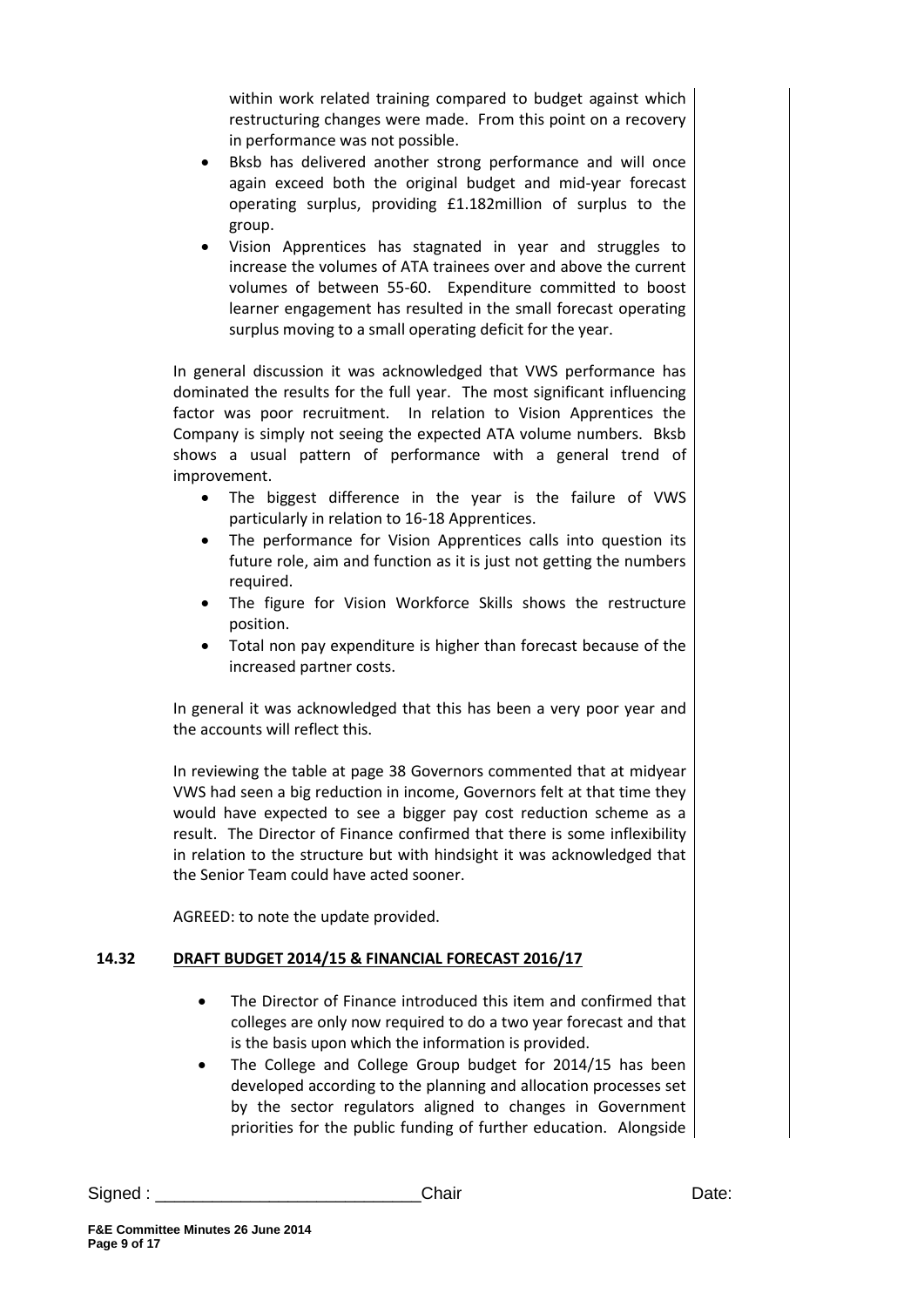within work related training compared to budget against which restructuring changes were made. From this point on a recovery in performance was not possible.

- Bksb has delivered another strong performance and will once again exceed both the original budget and mid-year forecast operating surplus, providing £1.182million of surplus to the group.
- Vision Apprentices has stagnated in year and struggles to increase the volumes of ATA trainees over and above the current volumes of between 55-60. Expenditure committed to boost learner engagement has resulted in the small forecast operating surplus moving to a small operating deficit for the year.

In general discussion it was acknowledged that VWS performance has dominated the results for the full year. The most significant influencing factor was poor recruitment. In relation to Vision Apprentices the Company is simply not seeing the expected ATA volume numbers. Bksb shows a usual pattern of performance with a general trend of improvement.

- The biggest difference in the year is the failure of VWS particularly in relation to 16-18 Apprentices.
- The performance for Vision Apprentices calls into question its future role, aim and function as it is just not getting the numbers required.
- The figure for Vision Workforce Skills shows the restructure position.
- Total non pay expenditure is higher than forecast because of the increased partner costs.

In general it was acknowledged that this has been a very poor year and the accounts will reflect this.

In reviewing the table at page 38 Governors commented that at midyear VWS had seen a big reduction in income, Governors felt at that time they would have expected to see a bigger pay cost reduction scheme as a result. The Director of Finance confirmed that there is some inflexibility in relation to the structure but with hindsight it was acknowledged that the Senior Team could have acted sooner.

AGREED: to note the update provided.

## 14.32 DRAFT BUDGET 2014/15 & FINANCIAL FORECAST 2016/17

- The Director of Finance introduced this item and confirmed that colleges are only now required to do a two year forecast and that is the basis upon which the information is provided.
- The College and College Group budget for 2014/15 has been developed according to the planning and allocation processes set by the sector regulators aligned to changes in Government priorities for the public funding of further education. Alongside

Signed : \_\_\_\_\_\_\_\_\_\_\_\_\_\_\_\_\_\_\_\_\_\_\_\_\_\_\_\_Chair Date: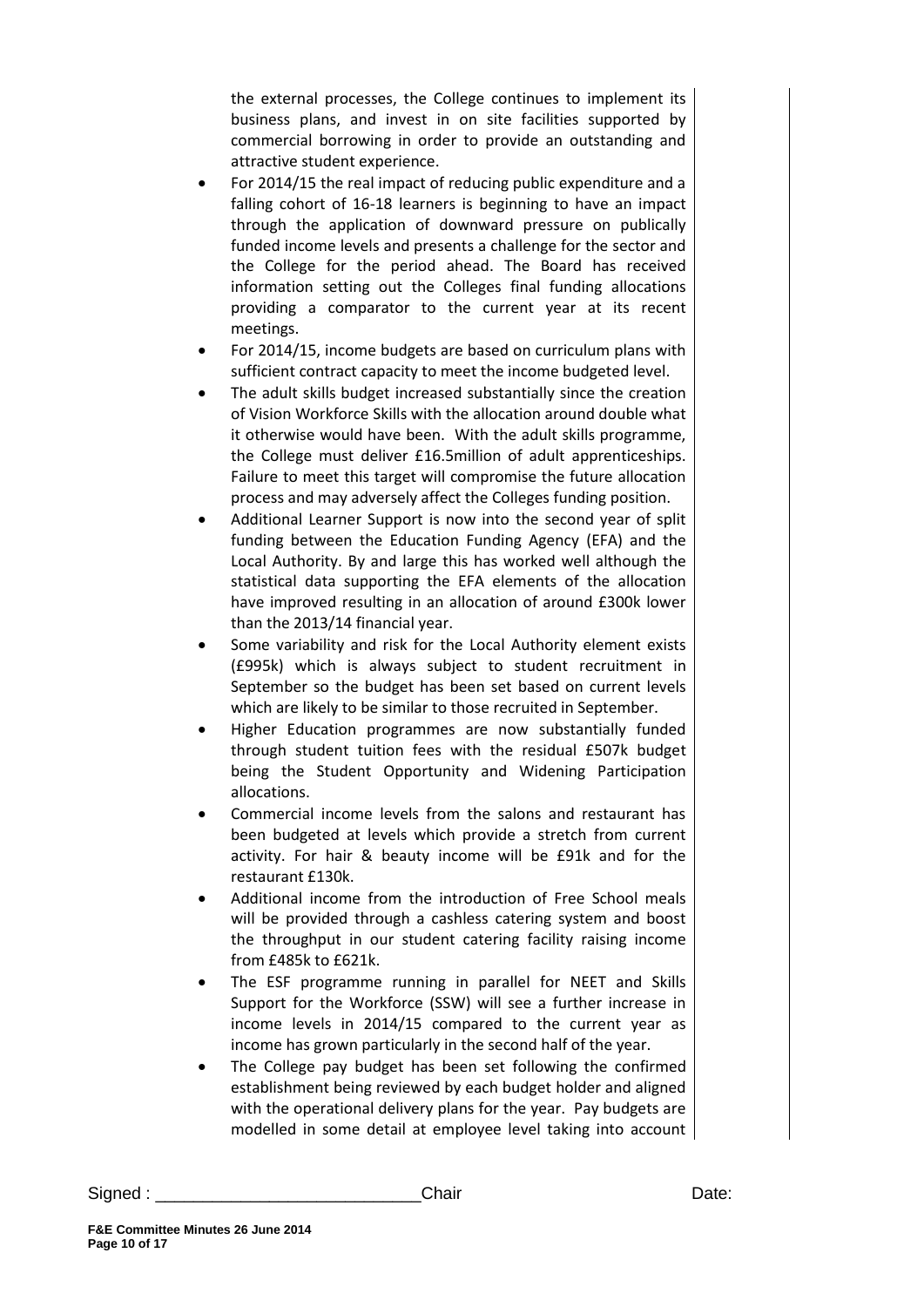the external processes, the College continues to implement its business plans, and invest in on site facilities supported by commercial borrowing in order to provide an outstanding and attractive student experience.

- For 2014/15 the real impact of reducing public expenditure and a falling cohort of 16-18 learners is beginning to have an impact through the application of downward pressure on publically funded income levels and presents a challenge for the sector and the College for the period ahead. The Board has received information setting out the Colleges final funding allocations providing a comparator to the current year at its recent meetings.
- For 2014/15, income budgets are based on curriculum plans with sufficient contract capacity to meet the income budgeted level.
- The adult skills budget increased substantially since the creation of Vision Workforce Skills with the allocation around double what it otherwise would have been. With the adult skills programme, the College must deliver £16.5million of adult apprenticeships. Failure to meet this target will compromise the future allocation process and may adversely affect the Colleges funding position.
- Additional Learner Support is now into the second year of split funding between the Education Funding Agency (EFA) and the Local Authority. By and large this has worked well although the statistical data supporting the EFA elements of the allocation have improved resulting in an allocation of around £300k lower than the 2013/14 financial year.
- Some variability and risk for the Local Authority element exists (£995k) which is always subject to student recruitment in September so the budget has been set based on current levels which are likely to be similar to those recruited in September.
- Higher Education programmes are now substantially funded through student tuition fees with the residual £507k budget being the Student Opportunity and Widening Participation allocations.
- Commercial income levels from the salons and restaurant has been budgeted at levels which provide a stretch from current activity. For hair & beauty income will be £91k and for the restaurant £130k.
- Additional income from the introduction of Free School meals will be provided through a cashless catering system and boost the throughput in our student catering facility raising income from £485k to £621k.
- The ESF programme running in parallel for NEET and Skills Support for the Workforce (SSW) will see a further increase in income levels in 2014/15 compared to the current year as income has grown particularly in the second half of the year.
- The College pay budget has been set following the confirmed establishment being reviewed by each budget holder and aligned with the operational delivery plans for the year. Pay budgets are modelled in some detail at employee level taking into account

Signed : ___________________________Chair Date: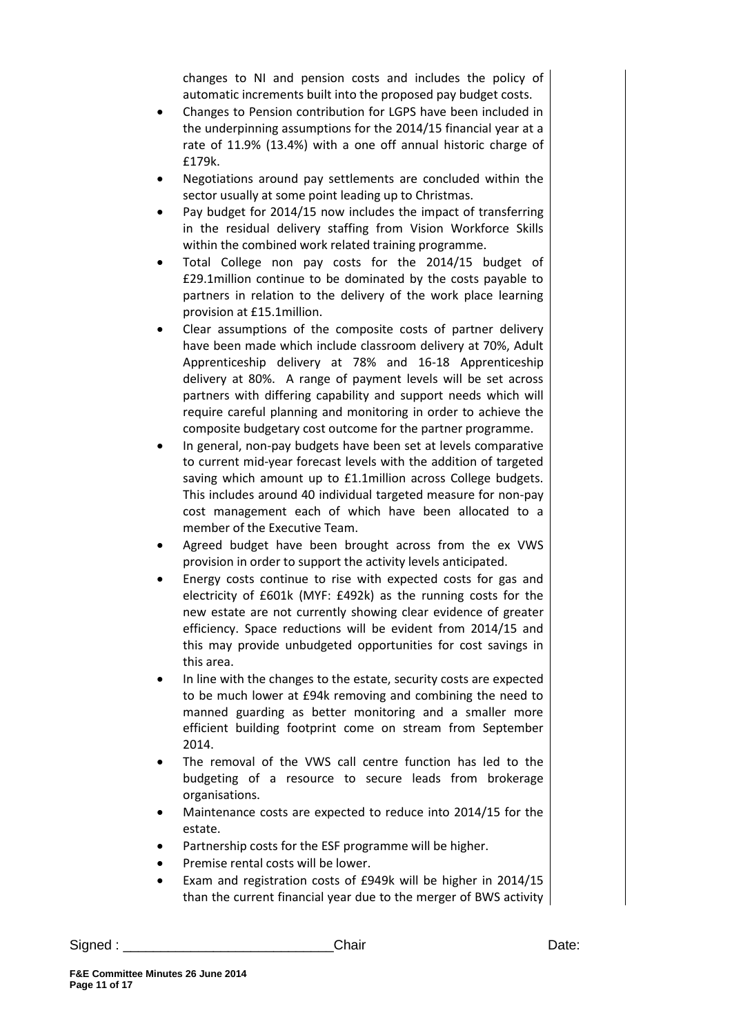changes to NI and pension costs and includes the policy of automatic increments built into the proposed pay budget costs.

- Changes to Pension contribution for LGPS have been included in the underpinning assumptions for the 2014/15 financial year at a rate of 11.9% (13.4%) with a one off annual historic charge of £179k.
- Negotiations around pay settlements are concluded within the sector usually at some point leading up to Christmas.
- Pay budget for 2014/15 now includes the impact of transferring in the residual delivery staffing from Vision Workforce Skills within the combined work related training programme.
- Total College non pay costs for the 2014/15 budget of £29.1million continue to be dominated by the costs payable to partners in relation to the delivery of the work place learning provision at £15.1million.
- Clear assumptions of the composite costs of partner delivery have been made which include classroom delivery at 70%, Adult Apprenticeship delivery at 78% and 16-18 Apprenticeship delivery at 80%. A range of payment levels will be set across partners with differing capability and support needs which will require careful planning and monitoring in order to achieve the composite budgetary cost outcome for the partner programme.
- In general, non-pay budgets have been set at levels comparative to current mid-year forecast levels with the addition of targeted saving which amount up to £1.1million across College budgets. This includes around 40 individual targeted measure for non-pay cost management each of which have been allocated to a member of the Executive Team.
- Agreed budget have been brought across from the ex VWS provision in order to support the activity levels anticipated.
- Energy costs continue to rise with expected costs for gas and electricity of £601k (MYF: £492k) as the running costs for the new estate are not currently showing clear evidence of greater efficiency. Space reductions will be evident from 2014/15 and this may provide unbudgeted opportunities for cost savings in this area.
- In line with the changes to the estate, security costs are expected to be much lower at £94k removing and combining the need to manned guarding as better monitoring and a smaller more efficient building footprint come on stream from September 2014.
- The removal of the VWS call centre function has led to the budgeting of a resource to secure leads from brokerage organisations.
- Maintenance costs are expected to reduce into 2014/15 for the estate.
- Partnership costs for the ESF programme will be higher.
- Premise rental costs will be lower.
- Exam and registration costs of £949k will be higher in 2014/15 than the current financial year due to the merger of BWS activity

Signed : ____________________________Chair Date: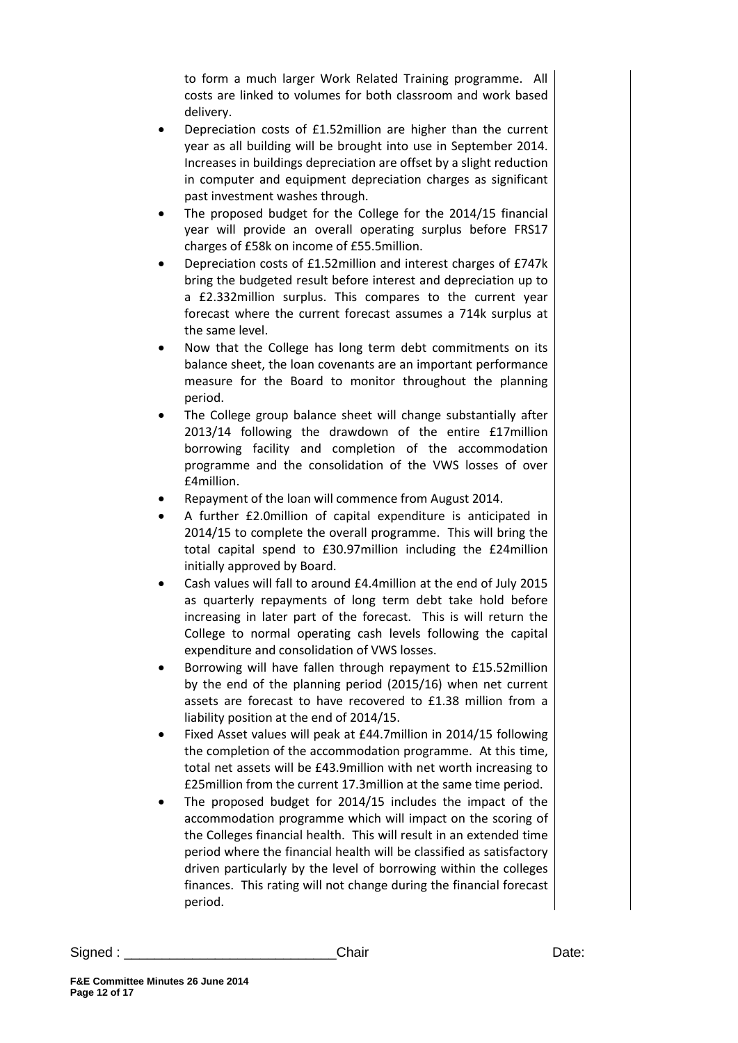to form a much larger Work Related Training programme. All costs are linked to volumes for both classroom and work based delivery.

- Depreciation costs of £1.52million are higher than the current year as all building will be brought into use in September 2014. Increases in buildings depreciation are offset by a slight reduction in computer and equipment depreciation charges as significant past investment washes through.
- The proposed budget for the College for the 2014/15 financial year will provide an overall operating surplus before FRS17 charges of £58k on income of £55.5million.
- Depreciation costs of £1.52million and interest charges of £747k bring the budgeted result before interest and depreciation up to a £2.332million surplus. This compares to the current year forecast where the current forecast assumes a 714k surplus at the same level.
- Now that the College has long term debt commitments on its balance sheet, the loan covenants are an important performance measure for the Board to monitor throughout the planning period.
- The College group balance sheet will change substantially after 2013/14 following the drawdown of the entire £17million borrowing facility and completion of the accommodation programme and the consolidation of the VWS losses of over £4million.
- Repayment of the loan will commence from August 2014.
- A further £2.0million of capital expenditure is anticipated in 2014/15 to complete the overall programme. This will bring the total capital spend to £30.97million including the £24million initially approved by Board.
- Cash values will fall to around £4.4million at the end of July 2015 as quarterly repayments of long term debt take hold before increasing in later part of the forecast. This is will return the College to normal operating cash levels following the capital expenditure and consolidation of VWS losses.
- Borrowing will have fallen through repayment to £15.52million by the end of the planning period (2015/16) when net current assets are forecast to have recovered to £1.38 million from a liability position at the end of 2014/15.
- Fixed Asset values will peak at £44.7million in 2014/15 following the completion of the accommodation programme. At this time, total net assets will be £43.9million with net worth increasing to £25million from the current 17.3million at the same time period.
- The proposed budget for 2014/15 includes the impact of the accommodation programme which will impact on the scoring of the Colleges financial health. This will result in an extended time period where the financial health will be classified as satisfactory driven particularly by the level of borrowing within the colleges finances. This rating will not change during the financial forecast period.

Signed : ___________________________ Chair Date: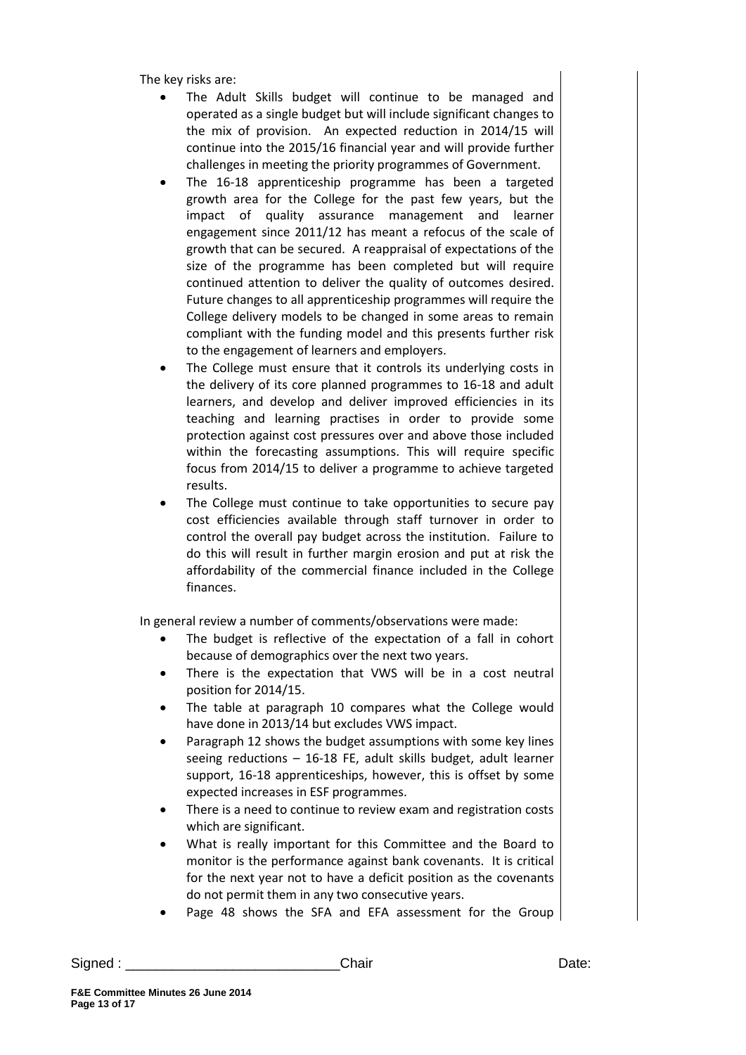The key risks are:

- The Adult Skills budget will continue to be managed and operated as a single budget but will include significant changes to the mix of provision. An expected reduction in 2014/15 will continue into the 2015/16 financial year and will provide further challenges in meeting the priority programmes of Government.
- The 16-18 apprenticeship programme has been a targeted growth area for the College for the past few years, but the impact of quality assurance management and learner engagement since 2011/12 has meant a refocus of the scale of growth that can be secured. A reappraisal of expectations of the size of the programme has been completed but will require continued attention to deliver the quality of outcomes desired. Future changes to all apprenticeship programmes will require the College delivery models to be changed in some areas to remain compliant with the funding model and this presents further risk to the engagement of learners and employers.
- The College must ensure that it controls its underlying costs in the delivery of its core planned programmes to 16-18 and adult learners, and develop and deliver improved efficiencies in its teaching and learning practises in order to provide some protection against cost pressures over and above those included within the forecasting assumptions. This will require specific focus from 2014/15 to deliver a programme to achieve targeted results.
- The College must continue to take opportunities to secure pay cost efficiencies available through staff turnover in order to control the overall pay budget across the institution. Failure to do this will result in further margin erosion and put at risk the affordability of the commercial finance included in the College finances.

In general review a number of comments/observations were made:

- The budget is reflective of the expectation of a fall in cohort because of demographics over the next two years.
- There is the expectation that VWS will be in a cost neutral position for 2014/15.
- The table at paragraph 10 compares what the College would have done in 2013/14 but excludes VWS impact.
- Paragraph 12 shows the budget assumptions with some key lines seeing reductions – 16-18 FE, adult skills budget, adult learner support, 16-18 apprenticeships, however, this is offset by some expected increases in ESF programmes.
- There is a need to continue to review exam and registration costs which are significant.
- What is really important for this Committee and the Board to monitor is the performance against bank covenants. It is critical for the next year not to have a deficit position as the covenants do not permit them in any two consecutive years.
- Page 48 shows the SFA and EFA assessment for the Group

Signed : ____________________________Chair Date: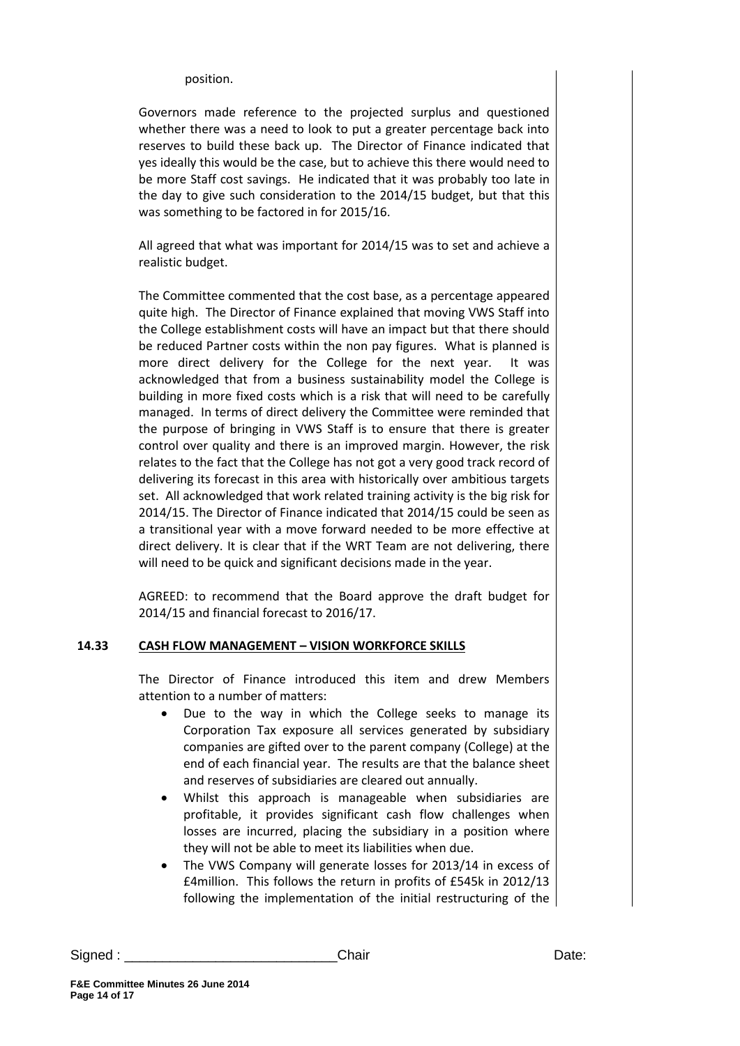position.

Governors made reference to the projected surplus and questioned whether there was a need to look to put a greater percentage back into reserves to build these back up. The Director of Finance indicated that yes ideally this would be the case, but to achieve this there would need to be more Staff cost savings. He indicated that it was probably too late in the day to give such consideration to the 2014/15 budget, but that this was something to be factored in for 2015/16.

All agreed that what was important for 2014/15 was to set and achieve a realistic budget.

The Committee commented that the cost base, as a percentage appeared quite high. The Director of Finance explained that moving VWS Staff into the College establishment costs will have an impact but that there should be reduced Partner costs within the non pay figures. What is planned is more direct delivery for the College for the next year. It was acknowledged that from a business sustainability model the College is building in more fixed costs which is a risk that will need to be carefully managed. In terms of direct delivery the Committee were reminded that the purpose of bringing in VWS Staff is to ensure that there is greater control over quality and there is an improved margin. However, the risk relates to the fact that the College has not got a very good track record of delivering its forecast in this area with historically over ambitious targets set. All acknowledged that work related training activity is the big risk for 2014/15. The Director of Finance indicated that 2014/15 could be seen as a transitional year with a move forward needed to be more effective at direct delivery. It is clear that if the WRT Team are not delivering, there will need to be quick and significant decisions made in the year.

AGREED: to recommend that the Board approve the draft budget for 2014/15 and financial forecast to 2016/17.

**14.33 CASH FLOW MANAGEMENT – VISION WORKFORCE SKILLS**

The Director of Finance introduced this item and drew Members attention to a number of matters:

- Due to the way in which the College seeks to manage its Corporation Tax exposure all services generated by subsidiary companies are gifted over to the parent company (College) at the end of each financial year. The results are that the balance sheet and reserves of subsidiaries are cleared out annually.
- Whilst this approach is manageable when subsidiaries are profitable, it provides significant cash flow challenges when losses are incurred, placing the subsidiary in a position where they will not be able to meet its liabilities when due.
- The VWS Company will generate losses for 2013/14 in excess of £4million. This follows the return in profits of £545k in 2012/13 following the implementation of the initial restructuring of the

Signed : \_\_\_\_\_\_\_\_\_\_\_\_\_\_\_\_\_\_\_\_\_\_\_\_\_\_\_\_Chair Date: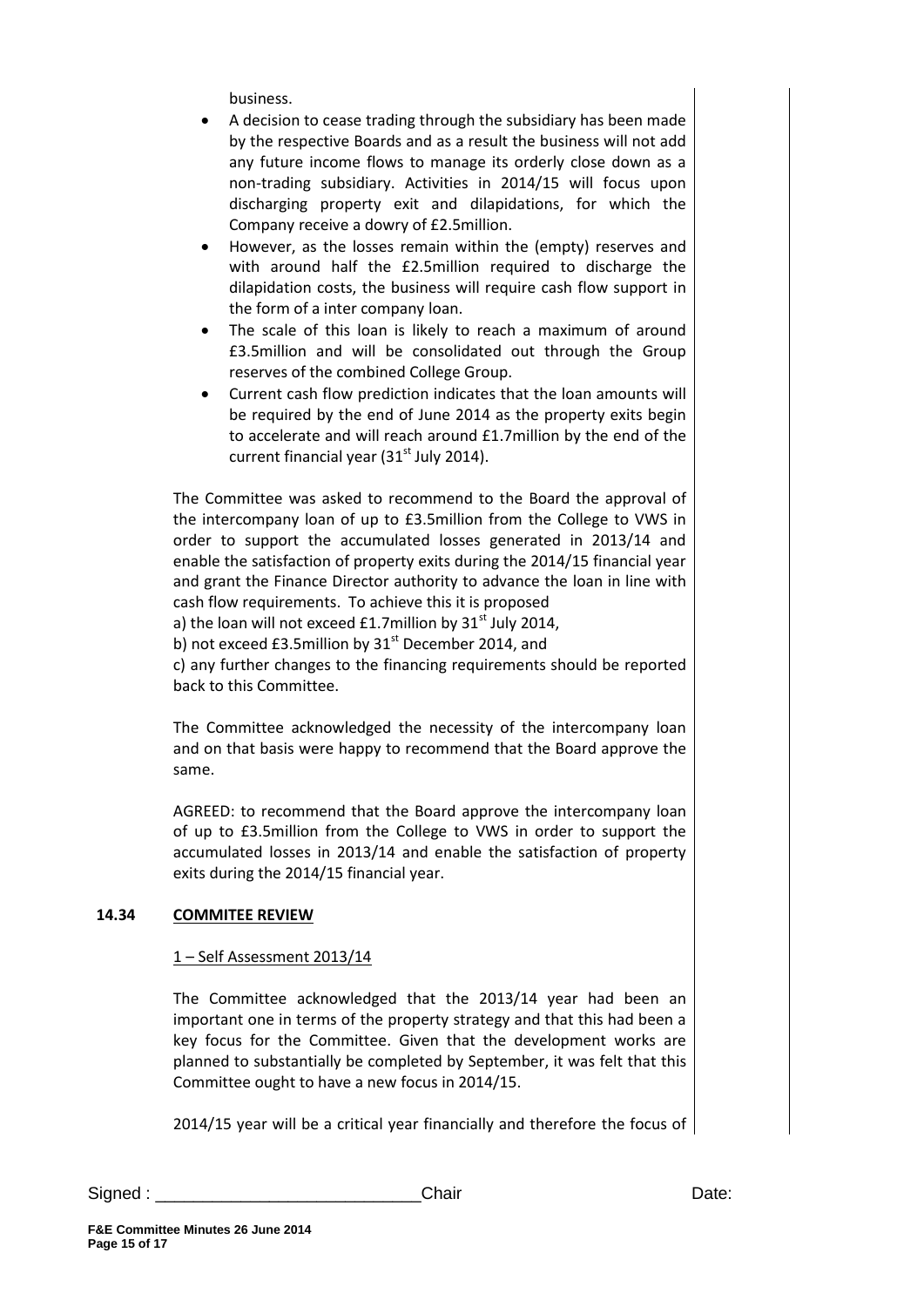business.

- A decision to cease trading through the subsidiary has been made by the respective Boards and as a result the business will not add any future income flows to manage its orderly close down as a non-trading subsidiary. Activities in 2014/15 will focus upon discharging property exit and dilapidations, for which the Company receive a dowry of £2.5million.
- However, as the losses remain within the (empty) reserves and with around half the £2.5million required to discharge the dilapidation costs, the business will require cash flow support in the form of a inter company loan.
- The scale of this loan is likely to reach a maximum of around £3.5million and will be consolidated out through the Group reserves of the combined College Group.
- Current cash flow prediction indicates that the loan amounts will be required by the end of June 2014 as the property exits begin to accelerate and will reach around £1.7million by the end of the current financial year (31st July 2014).

The Committee was asked to recommend to the Board the approval of the intercompany loan of up to £3.5million from the College to VWS in order to support the accumulated losses generated in 2013/14 and enable the satisfaction of property exits during the 2014/15 financial year and grant the Finance Director authority to advance the loan in line with cash flow requirements. To achieve this it is proposed
a) the loan will not exceed £1.7million by 31st July 2014,
b) not exceed £3.5million by 31st December 2014, and
c) any further changes to the financing requirements should be reported back to this Committee.

The Committee acknowledged the necessity of the intercompany loan and on that basis were happy to recommend that the Board approve the same.

AGREED: to recommend that the Board approve the intercompany loan of up to £3.5million from the College to VWS in order to support the accumulated losses in 2013/14 and enable the satisfaction of property exits during the 2014/15 financial year.

**14.34 COMMITEE REVIEW**

1 – Self Assessment 2013/14

The Committee acknowledged that the 2013/14 year had been an important one in terms of the property strategy and that this had been a key focus for the Committee. Given that the development works are planned to substantially be completed by September, it was felt that this Committee ought to have a new focus in 2014/15.

2014/15 year will be a critical year financially and therefore the focus of

Signed : ___________________________Chair Date: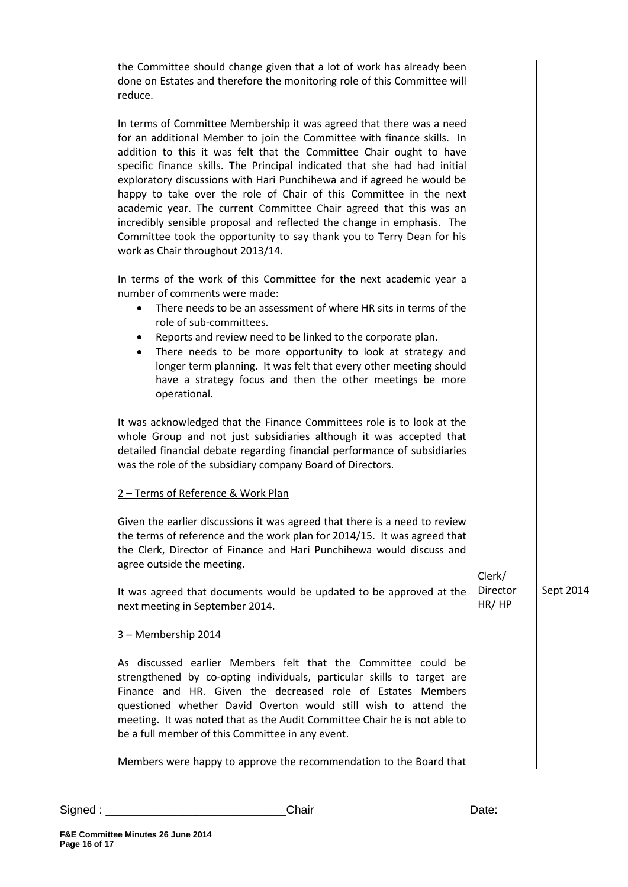the Committee should change given that a lot of work has already been done on Estates and therefore the monitoring role of this Committee will reduce.

In terms of Committee Membership it was agreed that there was a need for an additional Member to join the Committee with finance skills. In addition to this it was felt that the Committee Chair ought to have specific finance skills. The Principal indicated that she had had initial exploratory discussions with Hari Punchihewa and if agreed he would be happy to take over the role of Chair of this Committee in the next academic year. The current Committee Chair agreed that this was an incredibly sensible proposal and reflected the change in emphasis. The Committee took the opportunity to say thank you to Terry Dean for his work as Chair throughout 2013/14.

In terms of the work of this Committee for the next academic year a number of comments were made:

- There needs to be an assessment of where HR sits in terms of the role of sub-committees.
- Reports and review need to be linked to the corporate plan.
- There needs to be more opportunity to look at strategy and longer term planning. It was felt that every other meeting should have a strategy focus and then the other meetings be more operational.

It was acknowledged that the Finance Committees role is to look at the whole Group and not just subsidiaries although it was accepted that detailed financial debate regarding financial performance of subsidiaries was the role of the subsidiary company Board of Directors.

2 – Terms of Reference & Work Plan

Given the earlier discussions it was agreed that there is a need to review the terms of reference and the work plan for 2014/15. It was agreed that the Clerk, Director of Finance and Hari Punchihewa would discuss and agree outside the meeting.

| | | |
|---|---|---|
| It was agreed that documents would be updated to be approved at the next meeting in September 2014. | Clerk/ Director HR/ HP | Sept 2014 |

3 – Membership 2014

As discussed earlier Members felt that the Committee could be strengthened by co-opting individuals, particular skills to target are Finance and HR. Given the decreased role of Estates Members questioned whether David Overton would still wish to attend the meeting. It was noted that as the Audit Committee Chair he is not able to be a full member of this Committee in any event.

Members were happy to approve the recommendation to the Board that

Signed : ____________________________Chair Date: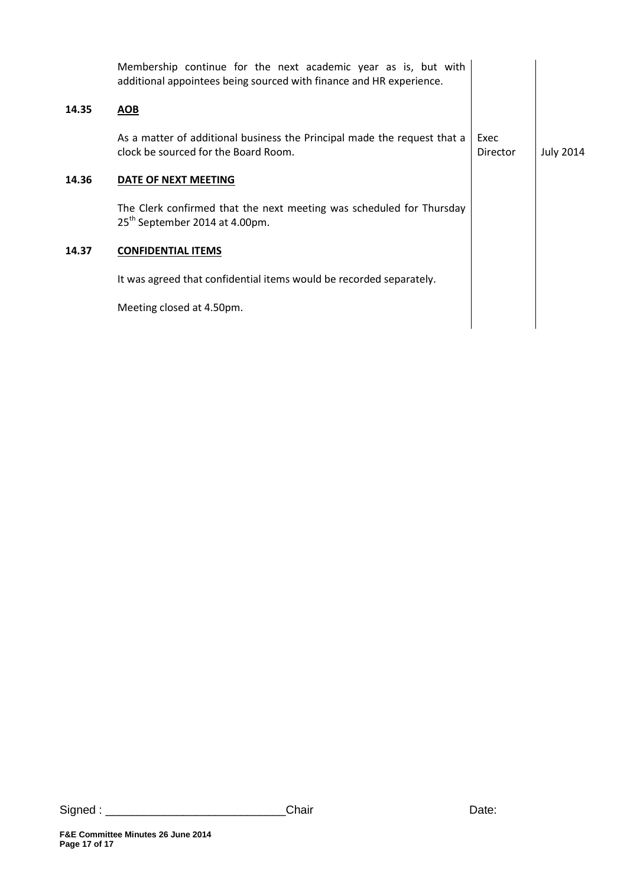| | | | |
|---|---|---|---|
| | Membership continue for the next academic year as is, but with additional appointees being sourced with finance and HR experience. | | |
| **14.35** | **AOB** | | |
| | As a matter of additional business the Principal made the request that a clock be sourced for the Board Room. | Exec Director | July 2014 |
| **14.36** | **DATE OF NEXT MEETING** | | |
| | The Clerk confirmed that the next meeting was scheduled for Thursday 25th September 2014 at 4.00pm. | | |
| **14.37** | **CONFIDENTIAL ITEMS** | | |
| | It was agreed that confidential items would be recorded separately. | | |
| | Meeting closed at 4.50pm. | | |

Signed : ____________________________Chair Date: